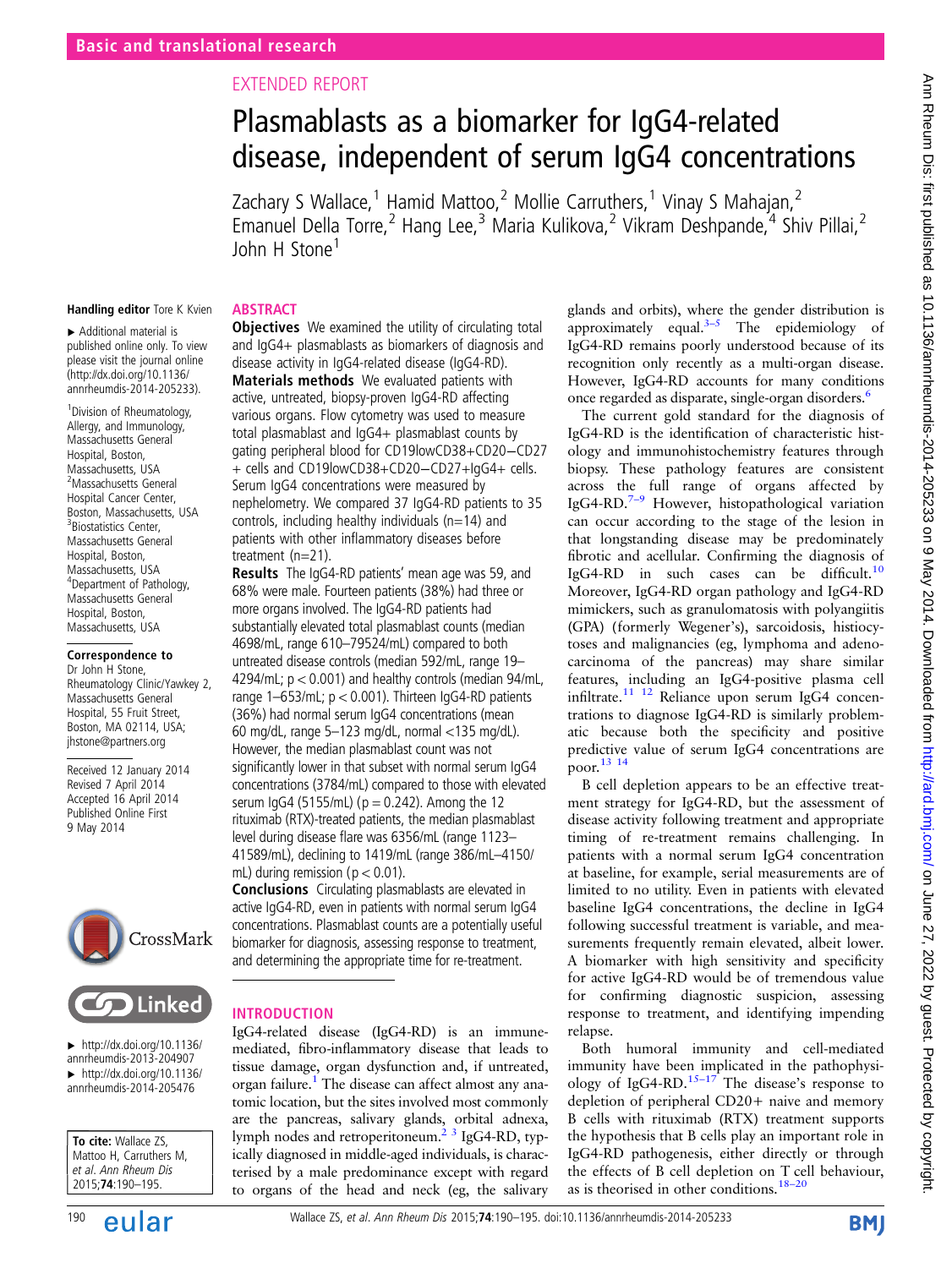Basic and translational research

EXTENDED REPORT

# Plasmablasts as a biomarker for IgG4-related disease, independent of serum IgG4 concentrations

Zachary S Wallace,[1] Hamid Mattoo,[2] Mollie Carruthers,[1] Vinay S Mahajan,[2] Emanuel Della Torre,[2] Hang Lee,[3] Maria Kulikova,[2] Vikram Deshpande,[4] Shiv Pillai,[2] John H Stone[1]

Handling editor Tore K Kvien

▸ Additional material is published online only. To view please visit the journal online (http://dx.doi.org/10.1136/annrheumdis-2014-205233).

[1]Division of Rheumatology, Allergy, and Immunology, Massachusetts General Hospital, Boston, Massachusetts, USA
[2]Massachusetts General Hospital Cancer Center, Boston, Massachusetts, USA
[3]Biostatistics Center, Massachusetts General Hospital, Boston, Massachusetts, USA
[4]Department of Pathology, Massachusetts General Hospital, Boston, Massachusetts, USA

**Correspondence to**
Dr John H Stone, Rheumatology Clinic/Yawkey 2, Massachusetts General Hospital, 55 Fruit Street, Boston, MA 02114, USA; jhstone@partners.org

Received 12 January 2014
Revised 7 April 2014
Accepted 16 April 2014
Published Online First 9 May 2014

▸ http://dx.doi.org/10.1136/annrheumdis-2013-204907
▸ http://dx.doi.org/10.1136/annrheumdis-2014-205476

**To cite:** Wallace ZS, Mattoo H, Carruthers M, et al. *Ann Rheum Dis* 2015;**74**:190–195.

## ABSTRACT

**Objectives** We examined the utility of circulating total and IgG4+ plasmablasts as biomarkers of diagnosis and disease activity in IgG4-related disease (IgG4-RD).

**Materials methods** We evaluated patients with active, untreated, biopsy-proven IgG4-RD affecting various organs. Flow cytometry was used to measure total plasmablast and IgG4+ plasmablast counts by gating peripheral blood for CD19lowCD38+CD20−CD27+ cells and CD19lowCD38+CD20−CD27+IgG4+ cells. Serum IgG4 concentrations were measured by nephelometry. We compared 37 IgG4-RD patients to 35 controls, including healthy individuals (n=14) and patients with other inflammatory diseases before treatment (n=21).

**Results** The IgG4-RD patients' mean age was 59, and 68% were male. Fourteen patients (38%) had three or more organs involved. The IgG4-RD patients had substantially elevated total plasmablast counts (median 4698/mL, range 610–79524/mL) compared to both untreated disease controls (median 592/mL, range 19–4294/mL; p<0.001) and healthy controls (median 94/mL, range 1–653/mL; p<0.001). Thirteen IgG4-RD patients (36%) had normal serum IgG4 concentrations (mean 60 mg/dL, range 5–123 mg/dL, normal <135 mg/dL). However, the median plasmablast count was not significantly lower in that subset with normal serum IgG4 concentrations (3784/mL) compared to those with elevated serum IgG4 (5155/mL) (p=0.242). Among the 12 rituximab (RTX)-treated patients, the median plasmablast level during disease flare was 6356/mL (range 1123–41589/mL), declining to 1419/mL (range 386/mL–4150/mL) during remission (p<0.01).

**Conclusions** Circulating plasmablasts are elevated in active IgG4-RD, even in patients with normal serum IgG4 concentrations. Plasmablast counts are a potentially useful biomarker for diagnosis, assessing response to treatment, and determining the appropriate time for re-treatment.

## INTRODUCTION

IgG4-related disease (IgG4-RD) is an immune-mediated, fibro-inflammatory disease that leads to tissue damage, organ dysfunction and, if untreated, organ failure.[1] The disease can affect almost any anatomic location, but the sites involved most commonly are the pancreas, salivary glands, orbital adnexa, lymph nodes and retroperitoneum.[2,3] IgG4-RD, typically diagnosed in middle-aged individuals, is characterised by a male predominance except with regard to organs of the head and neck (eg, the salivary glands and orbits), where the gender distribution is approximately equal.[3–5] The epidemiology of IgG4-RD remains poorly understood because of its recognition only recently as a multi-organ disease. However, IgG4-RD accounts for many conditions once regarded as disparate, single-organ disorders.[6]

The current gold standard for the diagnosis of IgG4-RD is the identification of characteristic histology and immunohistochemistry features through biopsy. These pathology features are consistent across the full range of organs affected by IgG4-RD.[7–9] However, histopathological variation can occur according to the stage of the lesion in that longstanding disease may be predominately fibrotic and acellular. Confirming the diagnosis of IgG4-RD in such cases can be difficult.[10] Moreover, IgG4-RD organ pathology and IgG4-RD mimickers, such as granulomatosis with polyangiitis (GPA) (formerly Wegener's), sarcoidosis, histiocytoses and malignancies (eg, lymphoma and adenocarcinoma of the pancreas) may share similar features, including an IgG4-positive plasma cell infiltrate.[11,12] Reliance upon serum IgG4 concentrations to diagnose IgG4-RD is similarly problematic because both the specificity and positive predictive value of serum IgG4 concentrations are poor.[13,14]

B cell depletion appears to be an effective treatment strategy for IgG4-RD, but the assessment of disease activity following treatment and appropriate timing of re-treatment remains challenging. In patients with a normal serum IgG4 concentration at baseline, for example, serial measurements are of limited to no utility. Even in patients with elevated baseline IgG4 concentrations, the decline in IgG4 following successful treatment is variable, and measurements frequently remain elevated, albeit lower. A biomarker with high sensitivity and specificity for active IgG4-RD would be of tremendous value for confirming diagnostic suspicion, assessing response to treatment, and identifying impending relapse.

Both humoral immunity and cell-mediated immunity have been implicated in the pathophysiology of IgG4-RD.[15–17] The disease's response to depletion of peripheral CD20+ naive and memory B cells with rituximab (RTX) treatment supports the hypothesis that B cells play an important role in IgG4-RD pathogenesis, either directly or through the effects of B cell depletion on T cell behaviour, as is theorised in other conditions.[18–20]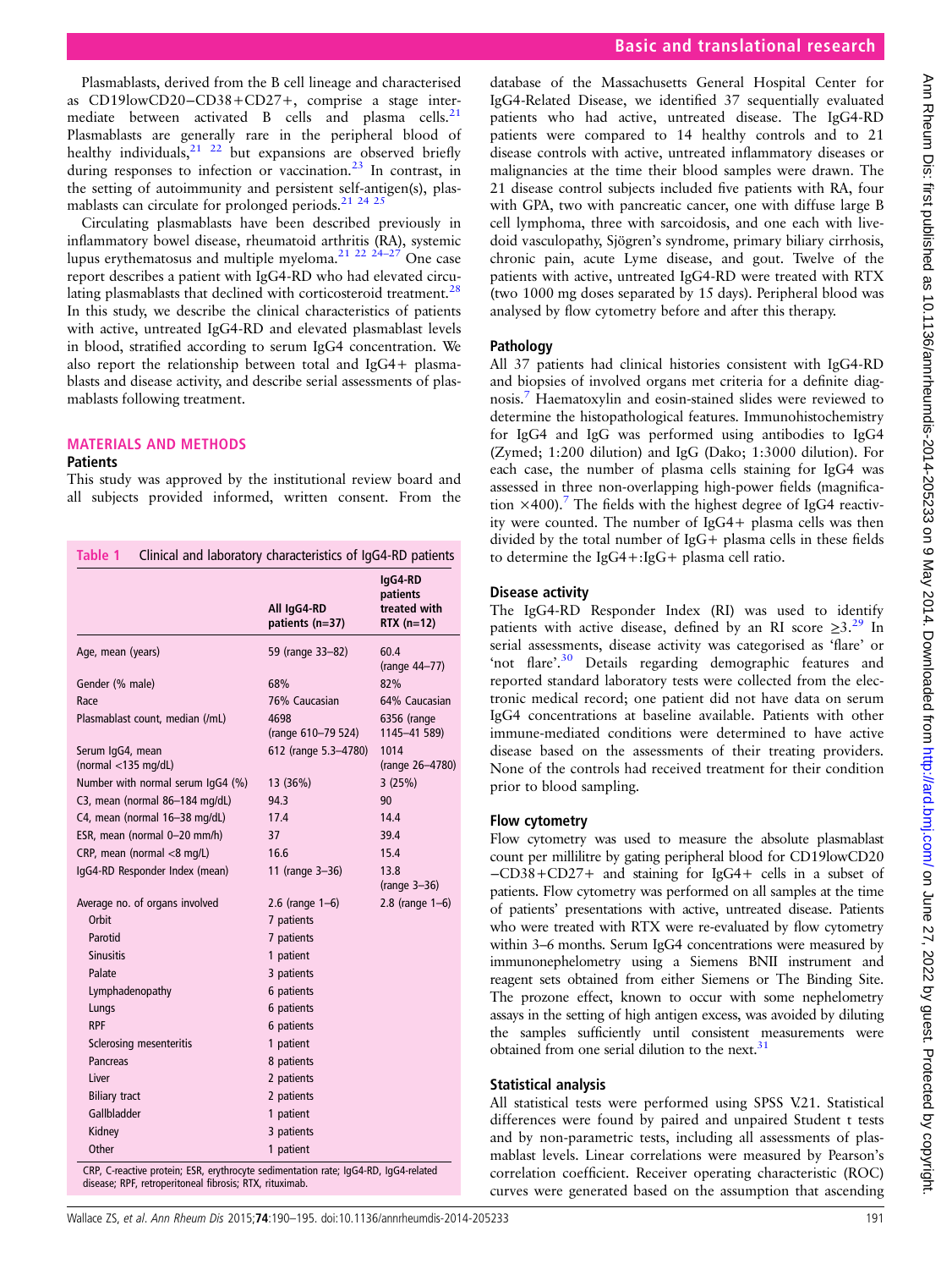Plasmablasts, derived from the B cell lineage and characterised as CD19lowCD20−CD38+CD27+, comprise a stage intermediate between activated B cells and plasma cells.[21] Plasmablasts are generally rare in the peripheral blood of healthy individuals,[21 22] but expansions are observed briefly during responses to infection or vaccination.[23] In contrast, in the setting of autoimmunity and persistent self-antigen(s), plasmablasts can circulate for prolonged periods.[21 24 25]

Circulating plasmablasts have been described previously in inflammatory bowel disease, rheumatoid arthritis (RA), systemic lupus erythematosus and multiple myeloma.[21 22 24–27] One case report describes a patient with IgG4-RD who had elevated circulating plasmablasts that declined with corticosteroid treatment.[28] In this study, we describe the clinical characteristics of patients with active, untreated IgG4-RD and elevated plasmablast levels in blood, stratified according to serum IgG4 concentration. We also report the relationship between total and IgG4+ plasmablasts and disease activity, and describe serial assessments of plasmablasts following treatment.

## MATERIALS AND METHODS

### Patients

This study was approved by the institutional review board and all subjects provided informed, written consent. From the database of the Massachusetts General Hospital Center for IgG4-Related Disease, we identified 37 sequentially evaluated patients who had active, untreated disease. The IgG4-RD patients were compared to 14 healthy controls and to 21 disease controls with active, untreated inflammatory diseases or malignancies at the time their blood samples were drawn. The 21 disease control subjects included five patients with RA, four with GPA, two with pancreatic cancer, one with diffuse large B cell lymphoma, three with sarcoidosis, and one each with livedoid vasculopathy, Sjögren's syndrome, primary biliary cirrhosis, chronic pain, acute Lyme disease, and gout. Twelve of the patients with active, untreated IgG4-RD were treated with RTX (two 1000 mg doses separated by 15 days). Peripheral blood was analysed by flow cytometry before and after this therapy.

**Table 1** Clinical and laboratory characteristics of IgG4-RD patients

| | All IgG4-RD patients (n=37) | IgG4-RD patients treated with RTX (n=12) |
|---|---|---|
| Age, mean (years) | 59 (range 33–82) | 60.4 (range 44–77) |
| Gender (% male) | 68% | 82% |
| Race | 76% Caucasian | 64% Caucasian |
| Plasmablast count, median (/mL) | 4698 (range 610–79 524) | 6356 (range 1145–41 589) |
| Serum IgG4, mean (normal <135 mg/dL) | 612 (range 5.3–4780) | 1014 (range 26–4780) |
| Number with normal serum IgG4 (%) | 13 (36%) | 3 (25%) |
| C3, mean (normal 86–184 mg/dL) | 94.3 | 90 |
| C4, mean (normal 16–38 mg/dL) | 17.4 | 14.4 |
| ESR, mean (normal 0–20 mm/h) | 37 | 39.4 |
| CRP, mean (normal <8 mg/L) | 16.6 | 15.4 |
| IgG4-RD Responder Index (mean) | 11 (range 3–36) | 13.8 (range 3–36) |
| Average no. of organs involved | 2.6 (range 1–6) | 2.8 (range 1–6) |
| Orbit | 7 patients | |
| Parotid | 7 patients | |
| Sinusitis | 1 patient | |
| Palate | 3 patients | |
| Lymphadenopathy | 6 patients | |
| Lungs | 6 patients | |
| RPF | 6 patients | |
| Sclerosing mesenteritis | 1 patient | |
| Pancreas | 8 patients | |
| Liver | 2 patients | |
| Biliary tract | 2 patients | |
| Gallbladder | 1 patient | |
| Kidney | 3 patients | |
| Other | 1 patient | |

CRP, C-reactive protein; ESR, erythrocyte sedimentation rate; IgG4-RD, IgG4-related disease; RPF, retroperitoneal fibrosis; RTX, rituximab.

### Pathology

All 37 patients had clinical histories consistent with IgG4-RD and biopsies of involved organs met criteria for a definite diagnosis.[7] Haematoxylin and eosin-stained slides were reviewed to determine the histopathological features. Immunohistochemistry for IgG4 and IgG was performed using antibodies to IgG4 (Zymed; 1:200 dilution) and IgG (Dako; 1:3000 dilution). For each case, the number of plasma cells staining for IgG4 was assessed in three non-overlapping high-power fields (magnification ×400).[7] The fields with the highest degree of IgG4 reactivity were counted. The number of IgG4+ plasma cells was then divided by the total number of IgG+ plasma cells in these fields to determine the IgG4+:IgG+ plasma cell ratio.

### Disease activity

The IgG4-RD Responder Index (RI) was used to identify patients with active disease, defined by an RI score ≥3.[29] In serial assessments, disease activity was categorised as 'flare' or 'not flare'.[30] Details regarding demographic features and reported standard laboratory tests were collected from the electronic medical record; one patient did not have data on serum IgG4 concentrations at baseline available. Patients with other immune-mediated conditions were determined to have active disease based on the assessments of their treating providers. None of the controls had received treatment for their condition prior to blood sampling.

### Flow cytometry

Flow cytometry was used to measure the absolute plasmablast count per millilitre by gating peripheral blood for CD19lowCD20−CD38+CD27+ and staining for IgG4+ cells in a subset of patients. Flow cytometry was performed on all samples at the time of patients' presentations with active, untreated disease. Patients who were treated with RTX were re-evaluated by flow cytometry within 3–6 months. Serum IgG4 concentrations were measured by immunonephelometry using a Siemens BNII instrument and reagent sets obtained from either Siemens or The Binding Site. The prozone effect, known to occur with some nephelometry assays in the setting of high antigen excess, was avoided by diluting the samples sufficiently until consistent measurements were obtained from one serial dilution to the next.[31]

### Statistical analysis

All statistical tests were performed using SPSS V.21. Statistical differences were found by paired and unpaired Student t tests and by non-parametric tests, including all assessments of plasmablast levels. Linear correlations were measured by Pearson's correlation coefficient. Receiver operating characteristic (ROC) curves were generated based on the assumption that ascending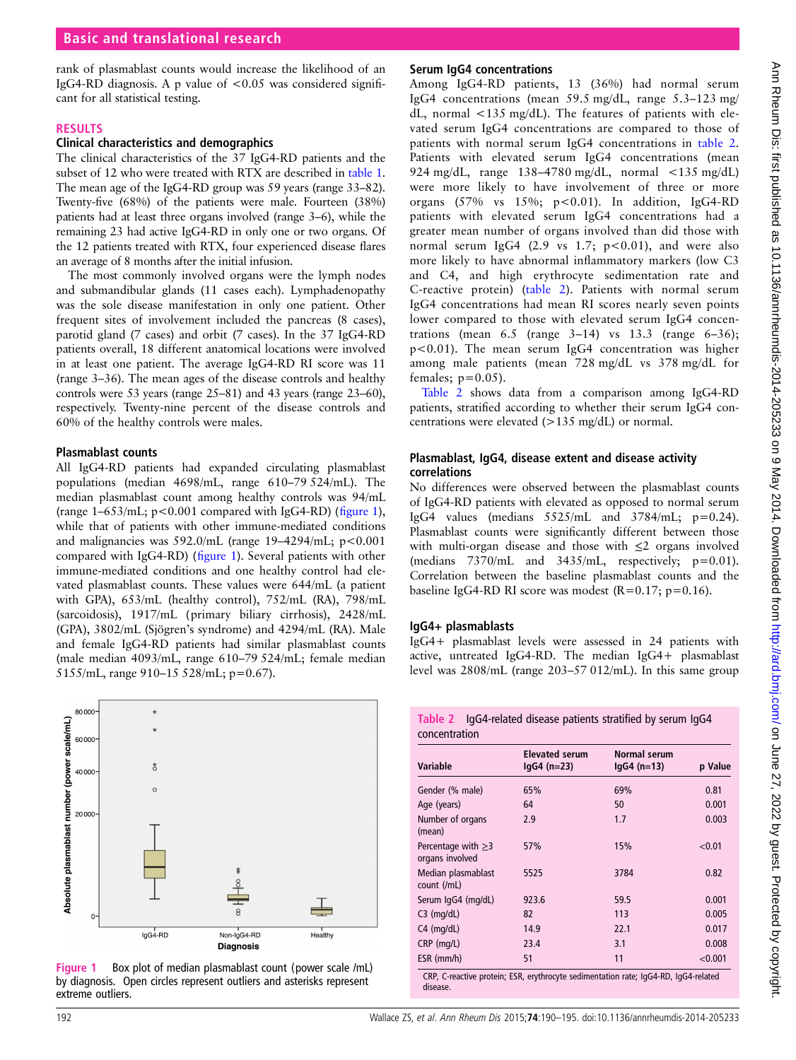rank of plasmablast counts would increase the likelihood of an IgG4-RD diagnosis. A p value of <0.05 was considered significant for all statistical testing.

## RESULTS

### Clinical characteristics and demographics

The clinical characteristics of the 37 IgG4-RD patients and the subset of 12 who were treated with RTX are described in table 1. The mean age of the IgG4-RD group was 59 years (range 33–82). Twenty-five (68%) of the patients were male. Fourteen (38%) patients had at least three organs involved (range 3–6), while the remaining 23 had active IgG4-RD in only one or two organs. Of the 12 patients treated with RTX, four experienced disease flares an average of 8 months after the initial infusion.

The most commonly involved organs were the lymph nodes and submandibular glands (11 cases each). Lymphadenopathy was the sole disease manifestation in only one patient. Other frequent sites of involvement included the pancreas (8 cases), parotid gland (7 cases) and orbit (7 cases). In the 37 IgG4-RD patients overall, 18 different anatomical locations were involved in at least one patient. The average IgG4-RD RI score was 11 (range 3–36). The mean ages of the disease controls and healthy controls were 53 years (range 25–81) and 43 years (range 23–60), respectively. Twenty-nine percent of the disease controls and 60% of the healthy controls were males.

### Plasmablast counts

All IgG4-RD patients had expanded circulating plasmablast populations (median 4698/mL, range 610–79 524/mL). The median plasmablast count among healthy controls was 94/mL (range 1–653/mL; p<0.001 compared with IgG4-RD) (figure 1), while that of patients with other immune-mediated conditions and malignancies was 592.0/mL (range 19–4294/mL; p<0.001 compared with IgG4-RD) (figure 1). Several patients with other immune-mediated conditions and one healthy control had elevated plasmablast counts. These values were 644/mL (a patient with GPA), 653/mL (healthy control), 752/mL (RA), 798/mL (sarcoidosis), 1917/mL (primary biliary cirrhosis), 2428/mL (GPA), 3802/mL (Sjögren's syndrome) and 4294/mL (RA). Male and female IgG4-RD patients had similar plasmablast counts (male median 4093/mL, range 610–79 524/mL; female median 5155/mL, range 910–15 528/mL; p=0.67).

Figure 1 Box plot of median plasmablast count (power scale /mL) by diagnosis. Open circles represent outliers and asterisks represent extreme outliers.

### Serum IgG4 concentrations

Among IgG4-RD patients, 13 (36%) had normal serum IgG4 concentrations (mean 59.5 mg/dL, range 5.3–123 mg/dL, normal <135 mg/dL). The features of patients with elevated serum IgG4 concentrations are compared to those of patients with normal serum IgG4 concentrations in table 2. Patients with elevated serum IgG4 concentrations (mean 924 mg/dL, range 138–4780 mg/dL, normal <135 mg/dL) were more likely to have involvement of three or more organs (57% vs 15%; p<0.01). In addition, IgG4-RD patients with elevated serum IgG4 concentrations had a greater mean number of organs involved than did those with normal serum IgG4 (2.9 vs 1.7; p<0.01), and were also more likely to have abnormal inflammatory markers (low C3 and C4, and high erythrocyte sedimentation rate and C-reactive protein) (table 2). Patients with normal serum IgG4 concentrations had mean RI scores nearly seven points lower compared to those with elevated serum IgG4 concentrations (mean 6.5 (range 3–14) vs 13.3 (range 6–36); p<0.01). The mean serum IgG4 concentration was higher among male patients (mean 728 mg/dL vs 378 mg/dL for females; p=0.05).

Table 2 shows data from a comparison among IgG4-RD patients, stratified according to whether their serum IgG4 concentrations were elevated (>135 mg/dL) or normal.

### Plasmablast, IgG4, disease extent and disease activity correlations

No differences were observed between the plasmablast counts of IgG4-RD patients with elevated as opposed to normal serum IgG4 values (medians 5525/mL and 3784/mL; p=0.24). Plasmablast counts were significantly different between those with multi-organ disease and those with ≤2 organs involved (medians 7370/mL and 3435/mL, respectively; p=0.01). Correlation between the baseline plasmablast counts and the baseline IgG4-RD RI score was modest (R=0.17; p=0.16).

### IgG4+ plasmablasts

IgG4+ plasmablast levels were assessed in 24 patients with active, untreated IgG4-RD. The median IgG4+ plasmablast level was 2808/mL (range 203–57 012/mL). In this same group

**Table 2** IgG4-related disease patients stratified by serum IgG4 concentration

| Variable | Elevated serum IgG4 (n=23) | Normal serum IgG4 (n=13) | p Value |
|---|---|---|---|
| Gender (% male) | 65% | 69% | 0.81 |
| Age (years) | 64 | 50 | 0.001 |
| Number of organs (mean) | 2.9 | 1.7 | 0.003 |
| Percentage with ≥3 organs involved | 57% | 15% | <0.01 |
| Median plasmablast count (/mL) | 5525 | 3784 | 0.82 |
| Serum IgG4 (mg/dL) | 923.6 | 59.5 | 0.001 |
| C3 (mg/dL) | 82 | 113 | 0.005 |
| C4 (mg/dL) | 14.9 | 22.1 | 0.017 |
| CRP (mg/L) | 23.4 | 3.1 | 0.008 |
| ESR (mm/h) | 51 | 11 | <0.001 |

CRP, C-reactive protein; ESR, erythrocyte sedimentation rate; IgG4-RD, IgG4-related disease.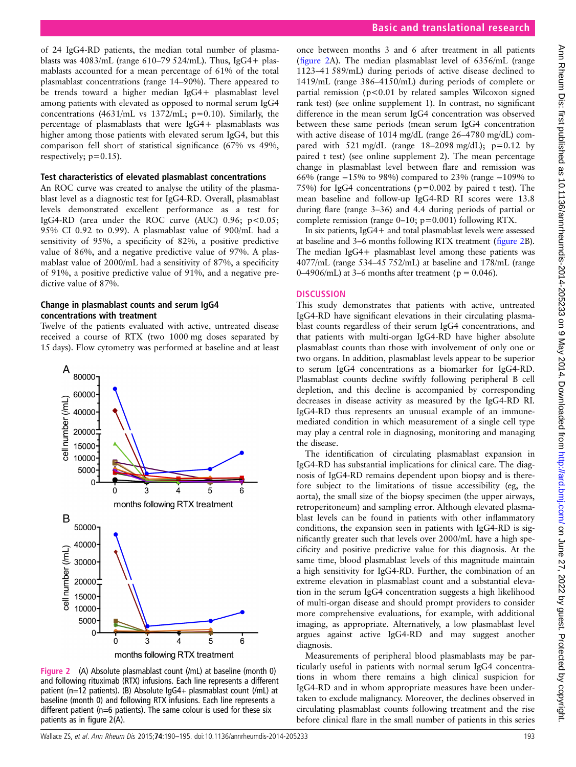of 24 IgG4-RD patients, the median total number of plasmablasts was 4083/mL (range 610–79 524/mL). Thus, IgG4+ plasmablasts accounted for a mean percentage of 61% of the total plasmablast concentrations (range 14–90%). There appeared to be trends toward a higher median IgG4+ plasmablast level among patients with elevated as opposed to normal serum IgG4 concentrations (4631/mL vs 1372/mL; p=0.10). Similarly, the percentage of plasmablasts that were IgG4+ plasmablasts was higher among those patients with elevated serum IgG4, but this comparison fell short of statistical significance (67% vs 49%, respectively; p=0.15).

### Test characteristics of elevated plasmablast concentrations

An ROC curve was created to analyse the utility of the plasmablast level as a diagnostic test for IgG4-RD. Overall, plasmablast levels demonstrated excellent performance as a test for IgG4-RD (area under the ROC curve (AUC) 0.96; $p<0.05$; 95% CI 0.92 to 0.99). A plasmablast value of 900/mL had a sensitivity of 95%, a specificity of 82%, a positive predictive value of 86%, and a negative predictive value of 97%. A plasmablast value of 2000/mL had a sensitivity of 87%, a specificity of 91%, a positive predictive value of 91%, and a negative predictive value of 87%.

### Change in plasmablast counts and serum IgG4 concentrations with treatment

Twelve of the patients evaluated with active, untreated disease received a course of RTX (two 1000 mg doses separated by 15 days). Flow cytometry was performed at baseline and at least once between months 3 and 6 after treatment in all patients (figure 2A). The median plasmablast level of 6356/mL (range 1123–41 589/mL) during periods of active disease declined to 1419/mL (range 386–4150/mL) during periods of complete or partial remission ($p<0.01$ by related samples Wilcoxon signed rank test) (see online supplement 1). In contrast, no significant difference in the mean serum IgG4 concentration was observed between these same periods (mean serum IgG4 concentration with active disease of 1014 mg/dL (range 26–4780 mg/dL) compared with 521 mg/dL (range 18–2098 mg/dL); p=0.12 by paired t test) (see online supplement 2). The mean percentage change in plasmablast level between flare and remission was 66% (range −15% to 98%) compared to 23% (range −109% to 75%) for IgG4 concentrations (p=0.002 by paired t test). The mean baseline and follow-up IgG4-RD RI scores were 13.8 during flare (range 3–36) and 4.4 during periods of partial or complete remission (range 0–10; p=0.001) following RTX.

In six patients, IgG4+ and total plasmablast levels were assessed at baseline and 3–6 months following RTX treatment (figure 2B). The median IgG4+ plasmablast level among these patients was 4077/mL (range 534–45 752/mL) at baseline and 178/mL (range 0–4906/mL) at 3–6 months after treatment (p = 0.046).

Figure 2 (A) Absolute plasmablast count (/mL) at baseline (month 0) and following rituximab (RTX) infusions. Each line represents a different patient (n=12 patients). (B) Absolute IgG4+ plasmablast count (/mL) at baseline (month 0) and following RTX infusions. Each line represents a different patient (n=6 patients). The same colour is used for these six patients as in figure 2(A).

## DISCUSSION

This study demonstrates that patients with active, untreated IgG4-RD have significant elevations in their circulating plasmablast counts regardless of their serum IgG4 concentrations, and that patients with multi-organ IgG4-RD have higher absolute plasmablast counts than those with involvement of only one or two organs. In addition, plasmablast levels appear to be superior to serum IgG4 concentrations as a biomarker for IgG4-RD. Plasmablast counts decline swiftly following peripheral B cell depletion, and this decline is accompanied by corresponding decreases in disease activity as measured by the IgG4-RD RI. IgG4-RD thus represents an unusual example of an immune-mediated condition in which measurement of a single cell type may play a central role in diagnosing, monitoring and managing the disease.

The identification of circulating plasmablast expansion in IgG4-RD has substantial implications for clinical care. The diagnosis of IgG4-RD remains dependent upon biopsy and is therefore subject to the limitations of tissue accessibility (eg, the aorta), the small size of the biopsy specimen (the upper airways, retroperitoneum) and sampling error. Although elevated plasmablast levels can be found in patients with other inflammatory conditions, the expansion seen in patients with IgG4-RD is significantly greater such that levels over 2000/mL have a high specificity and positive predictive value for this diagnosis. At the same time, blood plasmablast levels of this magnitude maintain a high sensitivity for IgG4-RD. Further, the combination of an extreme elevation in plasmablast count and a substantial elevation in the serum IgG4 concentration suggests a high likelihood of multi-organ disease and should prompt providers to consider more comprehensive evaluations, for example, with additional imaging, as appropriate. Alternatively, a low plasmablast level argues against active IgG4-RD and may suggest another diagnosis.

Measurements of peripheral blood plasmablasts may be particularly useful in patients with normal serum IgG4 concentrations in whom there remains a high clinical suspicion for IgG4-RD and in whom appropriate measures have been undertaken to exclude malignancy. Moreover, the declines observed in circulating plasmablast counts following treatment and the rise before clinical flare in the small number of patients in this series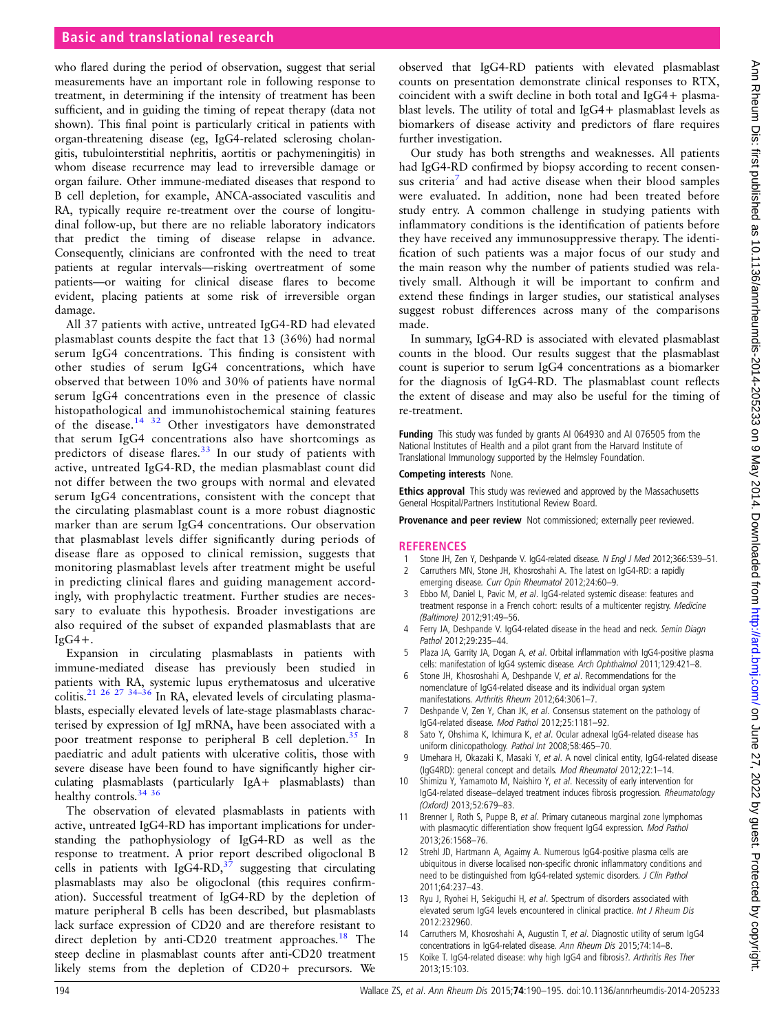who flared during the period of observation, suggest that serial measurements have an important role in following response to treatment, in determining if the intensity of treatment has been sufficient, and in guiding the timing of repeat therapy (data not shown). This final point is particularly critical in patients with organ-threatening disease (eg, IgG4-related sclerosing cholangitis, tubulointerstitial nephritis, aortitis or pachymeningitis) in whom disease recurrence may lead to irreversible damage or organ failure. Other immune-mediated diseases that respond to B cell depletion, for example, ANCA-associated vasculitis and RA, typically require re-treatment over the course of longitudinal follow-up, but there are no reliable laboratory indicators that predict the timing of disease relapse in advance. Consequently, clinicians are confronted with the need to treat patients at regular intervals—risking overtreatment of some patients—or waiting for clinical disease flares to become evident, placing patients at some risk of irreversible organ damage.

All 37 patients with active, untreated IgG4-RD had elevated plasmablast counts despite the fact that 13 (36%) had normal serum IgG4 concentrations. This finding is consistent with other studies of serum IgG4 concentrations, which have observed that between 10% and 30% of patients have normal serum IgG4 concentrations even in the presence of classic histopathological and immunohistochemical staining features of the disease.[14 32] Other investigators have demonstrated that serum IgG4 concentrations also have shortcomings as predictors of disease flares.[33] In our study of patients with active, untreated IgG4-RD, the median plasmablast count did not differ between the two groups with normal and elevated serum IgG4 concentrations, consistent with the concept that the circulating plasmablast count is a more robust diagnostic marker than are serum IgG4 concentrations. Our observation that plasmablast levels differ significantly during periods of disease flare as opposed to clinical remission, suggests that monitoring plasmablast levels after treatment might be useful in predicting clinical flares and guiding management accordingly, with prophylactic treatment. Further studies are necessary to evaluate this hypothesis. Broader investigations are also required of the subset of expanded plasmablasts that are IgG4+.

Expansion in circulating plasmablasts in patients with immune-mediated disease has previously been studied in patients with RA, systemic lupus erythematosus and ulcerative colitis.[21 26 27 34–36] In RA, elevated levels of circulating plasmablasts, especially elevated levels of late-stage plasmablasts characterised by expression of IgJ mRNA, have been associated with a poor treatment response to peripheral B cell depletion.[35] In paediatric and adult patients with ulcerative colitis, those with severe disease have been found to have significantly higher circulating plasmablasts (particularly IgA+ plasmablasts) than healthy controls.[34 36]

The observation of elevated plasmablasts in patients with active, untreated IgG4-RD has important implications for understanding the pathophysiology of IgG4-RD as well as the response to treatment. A prior report described oligoclonal B cells in patients with IgG4-RD,[37] suggesting that circulating plasmablasts may also be oligoclonal (this requires confirmation). Successful treatment of IgG4-RD by the depletion of mature peripheral B cells has been described, but plasmablasts lack surface expression of CD20 and are therefore resistant to direct depletion by anti-CD20 treatment approaches.[18] The steep decline in plasmablast counts after anti-CD20 treatment likely stems from the depletion of CD20+ precursors. We observed that IgG4-RD patients with elevated plasmablast counts on presentation demonstrate clinical responses to RTX, coincident with a swift decline in both total and IgG4+ plasmablast levels. The utility of total and IgG4+ plasmablast levels as biomarkers of disease activity and predictors of flare requires further investigation.

Our study has both strengths and weaknesses. All patients had IgG4-RD confirmed by biopsy according to recent consensus criteria[7] and had active disease when their blood samples were evaluated. In addition, none had been treated before study entry. A common challenge in studying patients with inflammatory conditions is the identification of patients before they have received any immunosuppressive therapy. The identification of such patients was a major focus of our study and the main reason why the number of patients studied was relatively small. Although it will be important to confirm and extend these findings in larger studies, our statistical analyses suggest robust differences across many of the comparisons made.

In summary, IgG4-RD is associated with elevated plasmablast counts in the blood. Our results suggest that the plasmablast count is superior to serum IgG4 concentrations as a biomarker for the diagnosis of IgG4-RD. The plasmablast count reflects the extent of disease and may also be useful for the timing of re-treatment.

**Funding** This study was funded by grants AI 064930 and AI 076505 from the National Institutes of Health and a pilot grant from the Harvard Institute of Translational Immunology supported by the Helmsley Foundation.

**Competing interests** None.

**Ethics approval** This study was reviewed and approved by the Massachusetts General Hospital/Partners Institutional Review Board.

**Provenance and peer review** Not commissioned; externally peer reviewed.

## REFERENCES

1. Stone JH, Zen Y, Deshpande V. IgG4-related disease. *N Engl J Med* 2012;366:539–51.
2. Carruthers MN, Stone JH, Khosroshahi A. The latest on IgG4-RD: a rapidly emerging disease. *Curr Opin Rheumatol* 2012;24:60–9.
3. Ebbo M, Daniel L, Pavic M, *et al*. IgG4-related systemic disease: features and treatment response in a French cohort: results of a multicenter registry. *Medicine (Baltimore)* 2012;91:49–56.
4. Ferry JA, Deshpande V. IgG4-related disease in the head and neck. *Semin Diagn Pathol* 2012;29:235–44.
5. Plaza JA, Garrity JA, Dogan A, *et al*. Orbital inflammation with IgG4-positive plasma cells: manifestation of IgG4 systemic disease. *Arch Ophthalmol* 2011;129:421–8.
6. Stone JH, Khosroshahi A, Deshpande V, *et al*. Recommendations for the nomenclature of IgG4-related disease and its individual organ system manifestations. *Arthritis Rheum* 2012;64:3061–7.
7. Deshpande V, Zen Y, Chan JK, *et al*. Consensus statement on the pathology of IgG4-related disease. *Mod Pathol* 2012;25:1181–92.
8. Sato Y, Ohshima K, Ichimura K, *et al*. Ocular adnexal IgG4-related disease has uniform clinicopathology. *Pathol Int* 2008;58:465–70.
9. Umehara H, Okazaki K, Masaki Y, *et al*. A novel clinical entity, IgG4-related disease (IgG4RD): general concept and details. *Mod Rheumatol* 2012;22:1–14.
10. Shimizu Y, Yamamoto M, Naishiro Y, *et al*. Necessity of early intervention for IgG4-related disease–delayed treatment induces fibrosis progression. *Rheumatology (Oxford)* 2013;52:679–83.
11. Brenner I, Roth S, Puppe B, *et al*. Primary cutaneous marginal zone lymphomas with plasmacytic differentiation show frequent IgG4 expression. *Mod Pathol* 2013;26:1568–76.
12. Strehl JD, Hartmann A, Agaimy A. Numerous IgG4-positive plasma cells are ubiquitous in diverse localised non-specific chronic inflammatory conditions and need to be distinguished from IgG4-related systemic disorders. *J Clin Pathol* 2011;64:237–43.
13. Ryu J, Ryohei H, Sekiguchi H, *et al*. Spectrum of disorders associated with elevated serum IgG4 levels encountered in clinical practice. *Int J Rheum Dis* 2012:232960.
14. Carruthers M, Khosroshahi A, Augustin T, *et al*. Diagnostic utility of serum IgG4 concentrations in IgG4-related disease. *Ann Rheum Dis* 2015;74:14–8.
15. Koike T. IgG4-related disease: why high IgG4 and fibrosis?. *Arthritis Res Ther* 2013;15:103.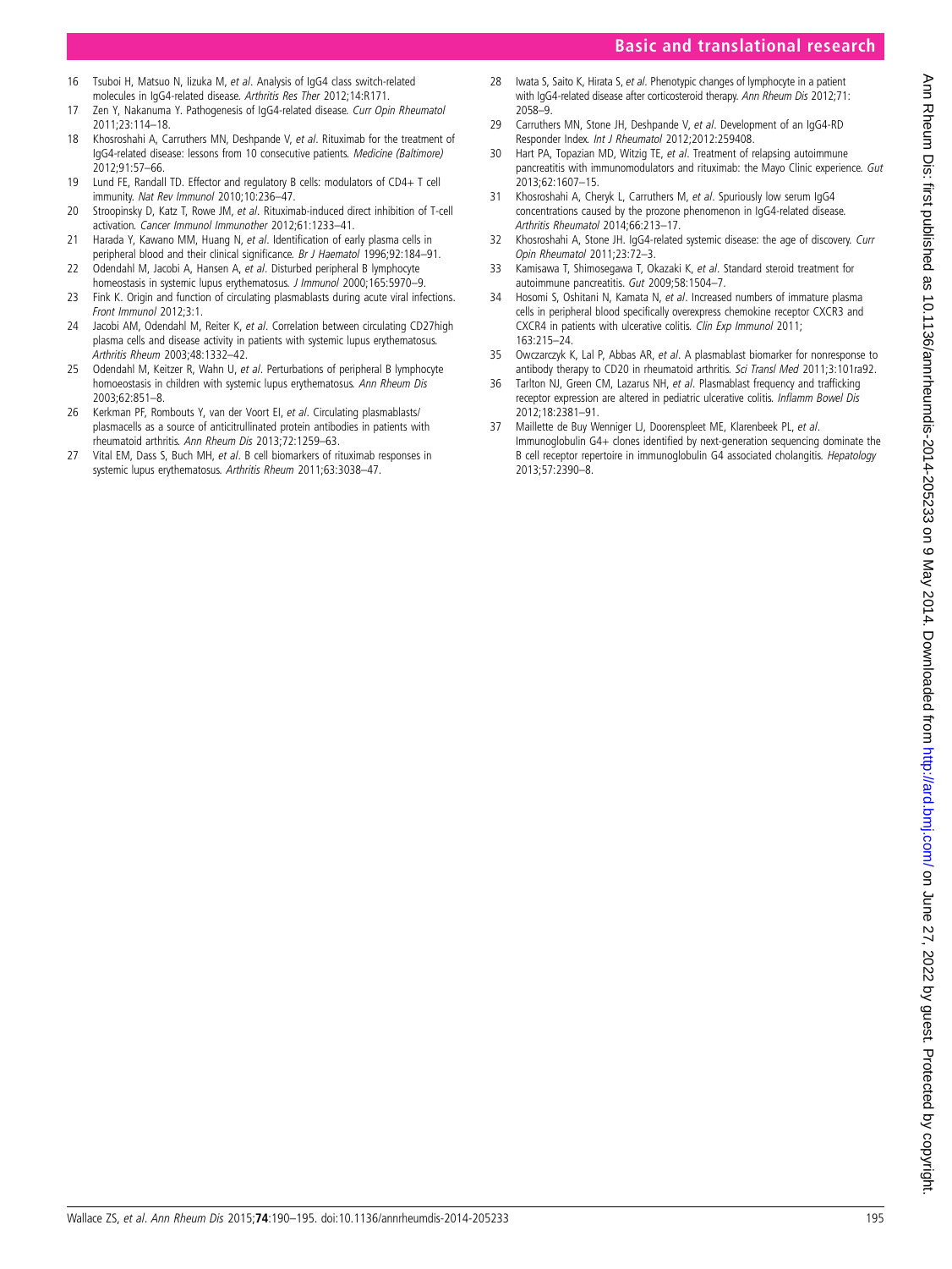16 Tsuboi H, Matsuo N, Iizuka M, *et al*. Analysis of IgG4 class switch-related molecules in IgG4-related disease. *Arthritis Res Ther* 2012;14:R171.
17 Zen Y, Nakanuma Y. Pathogenesis of IgG4-related disease. *Curr Opin Rheumatol* 2011;23:114–18.
18 Khosroshahi A, Carruthers MN, Deshpande V, *et al*. Rituximab for the treatment of IgG4-related disease: lessons from 10 consecutive patients. *Medicine (Baltimore)* 2012;91:57–66.
19 Lund FE, Randall TD. Effector and regulatory B cells: modulators of CD4+ T cell immunity. *Nat Rev Immunol* 2010;10:236–47.
20 Stroopinsky D, Katz T, Rowe JM, *et al*. Rituximab-induced direct inhibition of T-cell activation. *Cancer Immunol Immunother* 2012;61:1233–41.
21 Harada Y, Kawano MM, Huang N, *et al*. Identification of early plasma cells in peripheral blood and their clinical significance. *Br J Haematol* 1996;92:184–91.
22 Odendahl M, Jacobi A, Hansen A, *et al*. Disturbed peripheral B lymphocyte homeostasis in systemic lupus erythematosus. *J Immunol* 2000;165:5970–9.
23 Fink K. Origin and function of circulating plasmablasts during acute viral infections. *Front Immunol* 2012;3:1.
24 Jacobi AM, Odendahl M, Reiter K, *et al*. Correlation between circulating CD27high plasma cells and disease activity in patients with systemic lupus erythematosus. *Arthritis Rheum* 2003;48:1332–42.
25 Odendahl M, Keitzer R, Wahn U, *et al*. Perturbations of peripheral B lymphocyte homoeostasis in children with systemic lupus erythematosus. *Ann Rheum Dis* 2003;62:851–8.
26 Kerkman PF, Rombouts Y, van der Voort EI, *et al*. Circulating plasmablasts/plasmacells as a source of anticitrullinated protein antibodies in patients with rheumatoid arthritis. *Ann Rheum Dis* 2013;72:1259–63.
27 Vital EM, Dass S, Buch MH, *et al*. B cell biomarkers of rituximab responses in systemic lupus erythematosus. *Arthritis Rheum* 2011;63:3038–47.
28 Iwata S, Saito K, Hirata S, *et al*. Phenotypic changes of lymphocyte in a patient with IgG4-related disease after corticosteroid therapy. *Ann Rheum Dis* 2012;71:2058–9.
29 Carruthers MN, Stone JH, Deshpande V, *et al*. Development of an IgG4-RD Responder Index. *Int J Rheumatol* 2012;2012:259408.
30 Hart PA, Topazian MD, Witzig TE, *et al*. Treatment of relapsing autoimmune pancreatitis with immunomodulators and rituximab: the Mayo Clinic experience. *Gut* 2013;62:1607–15.
31 Khosroshahi A, Cheryk L, Carruthers M, *et al*. Spuriously low serum IgG4 concentrations caused by the prozone phenomenon in IgG4-related disease. *Arthritis Rheumatol* 2014;66:213–17.
32 Khosroshahi A, Stone JH. IgG4-related systemic disease: the age of discovery. *Curr Opin Rheumatol* 2011;23:72–3.
33 Kamisawa T, Shimosegawa T, Okazaki K, *et al*. Standard steroid treatment for autoimmune pancreatitis. *Gut* 2009;58:1504–7.
34 Hosomi S, Oshitani N, Kamata N, *et al*. Increased numbers of immature plasma cells in peripheral blood specifically overexpress chemokine receptor CXCR3 and CXCR4 in patients with ulcerative colitis. *Clin Exp Immunol* 2011;163:215–24.
35 Owczarczyk K, Lal P, Abbas AR, *et al*. A plasmablast biomarker for nonresponse to antibody therapy to CD20 in rheumatoid arthritis. *Sci Transl Med* 2011;3:101ra92.
36 Tarlton NJ, Green CM, Lazarus NH, *et al*. Plasmablast frequency and trafficking receptor expression are altered in pediatric ulcerative colitis. *Inflamm Bowel Dis* 2012;18:2381–91.
37 Maillette de Buy Wenniger LJ, Doorenspleet ME, Klarenbeek PL, *et al*. Immunoglobulin G4+ clones identified by next-generation sequencing dominate the B cell receptor repertoire in immunoglobulin G4 associated cholangitis. *Hepatology* 2013;57:2390–8.